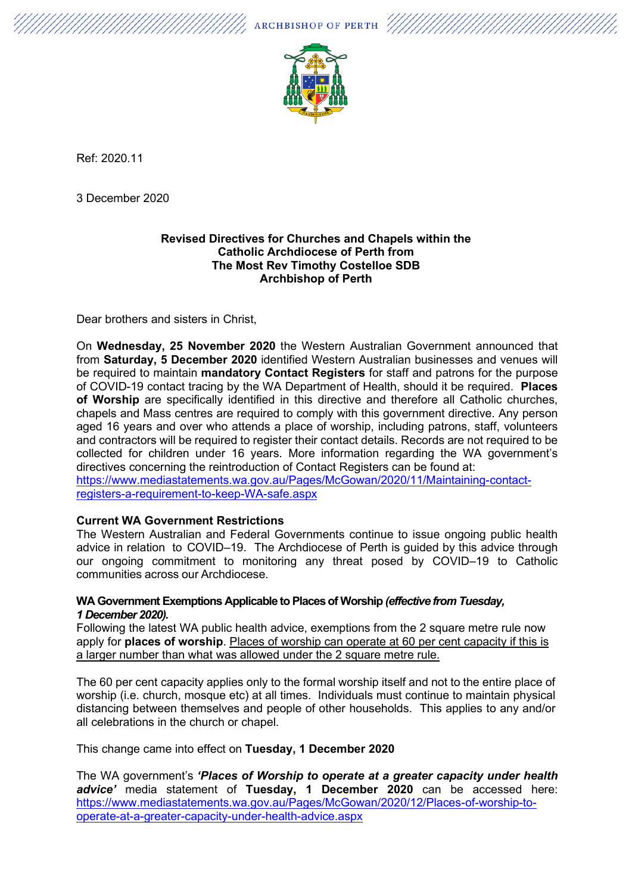ARCHBISHOP OF PERTH

Ref: 2020.11

3 December 2020

**Revised Directives for Churches and Chapels within the Catholic Archdiocese of Perth from The Most Rev Timothy Costelloe SDB Archbishop of Perth**

Dear brothers and sisters in Christ,

On **Wednesday, 25 November 2020** the Western Australian Government announced that from **Saturday, 5 December 2020** identified Western Australian businesses and venues will be required to maintain **mandatory Contact Registers** for staff and patrons for the purpose of COVID-19 contact tracing by the WA Department of Health, should it be required. **Places of Worship** are specifically identified in this directive and therefore all Catholic churches, chapels and Mass centres are required to comply with this government directive. Any person aged 16 years and over who attends a place of worship, including patrons, staff, volunteers and contractors will be required to register their contact details. Records are not required to be collected for children under 16 years. More information regarding the WA government's directives concerning the reintroduction of Contact Registers can be found at: https://www.mediastatements.wa.gov.au/Pages/McGowan/2020/11/Maintaining-contact-registers-a-requirement-to-keep-WA-safe.aspx

**Current WA Government Restrictions**

The Western Australian and Federal Governments continue to issue ongoing public health advice in relation to COVID–19. The Archdiocese of Perth is guided by this advice through our ongoing commitment to monitoring any threat posed by COVID–19 to Catholic communities across our Archdiocese.

**WA Government Exemptions Applicable to Places of Worship *(effective from Tuesday, 1 December 2020).***

Following the latest WA public health advice, exemptions from the 2 square metre rule now apply for **places of worship**. Places of worship can operate at 60 per cent capacity if this is a larger number than what was allowed under the 2 square metre rule.

The 60 per cent capacity applies only to the formal worship itself and not to the entire place of worship (i.e. church, mosque etc) at all times. Individuals must continue to maintain physical distancing between themselves and people of other households. This applies to any and/or all celebrations in the church or chapel.

This change came into effect on **Tuesday, 1 December 2020**

The WA government's ***'Places of Worship to operate at a greater capacity under health advice'*** media statement of **Tuesday, 1 December 2020** can be accessed here: https://www.mediastatements.wa.gov.au/Pages/McGowan/2020/12/Places-of-worship-to-operate-at-a-greater-capacity-under-health-advice.aspx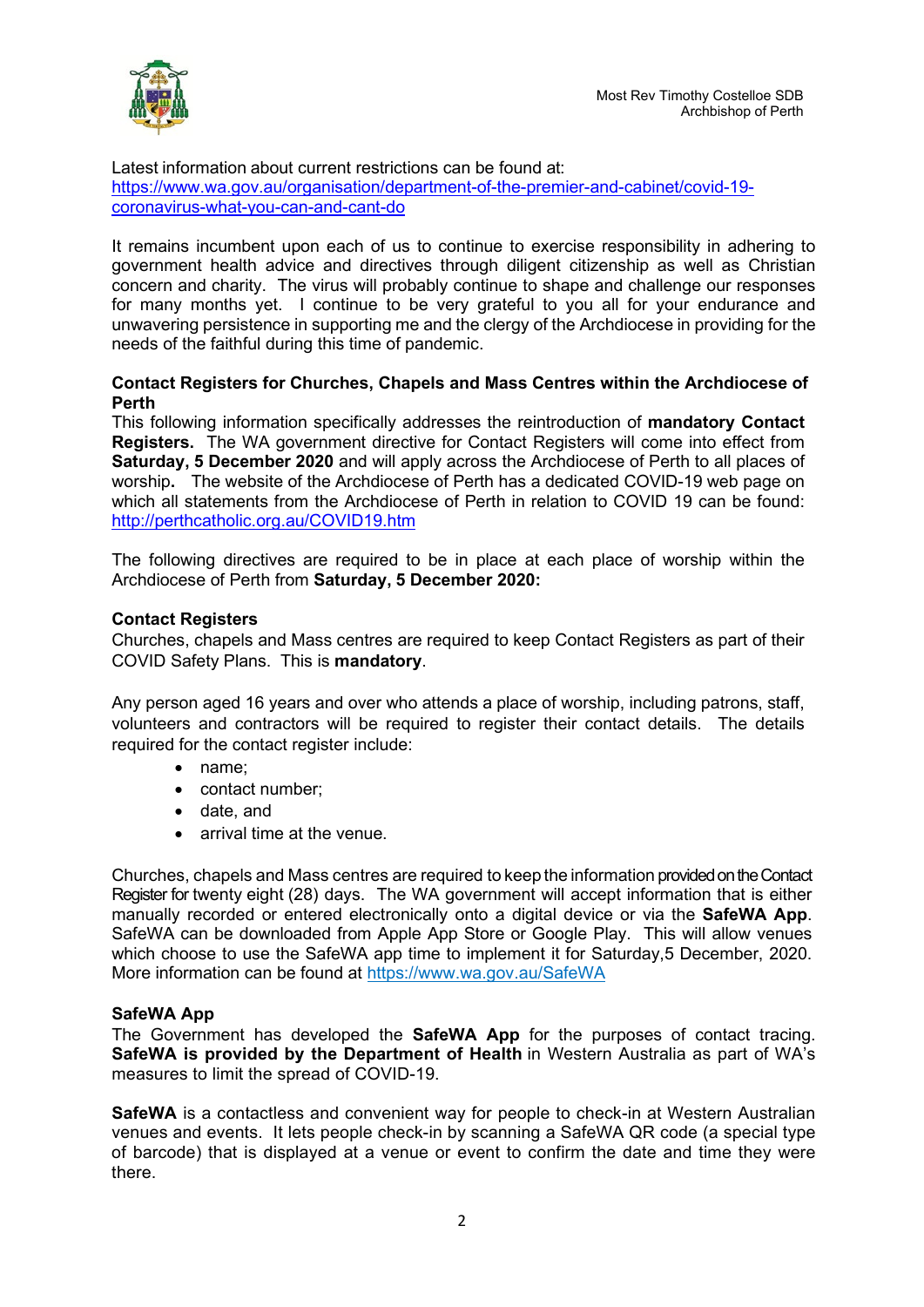Latest information about current restrictions can be found at: [https://www.wa.gov.au/organisation/department-of-the-premier-and-cabinet/covid-19-coronavirus-what-you-can-and-cant-do](https://www.wa.gov.au/organisation/department-of-the-premier-and-cabinet/covid-19-coronavirus-what-you-can-and-cant-do)

It remains incumbent upon each of us to continue to exercise responsibility in adhering to government health advice and directives through diligent citizenship as well as Christian concern and charity. The virus will probably continue to shape and challenge our responses for many months yet. I continue to be very grateful to you all for your endurance and unwavering persistence in supporting me and the clergy of the Archdiocese in providing for the needs of the faithful during this time of pandemic.

**Contact Registers for Churches, Chapels and Mass Centres within the Archdiocese of Perth**
This following information specifically addresses the reintroduction of **mandatory Contact Registers.** The WA government directive for Contact Registers will come into effect from **Saturday, 5 December 2020** and will apply across the Archdiocese of Perth to all places of worship**.** The website of the Archdiocese of Perth has a dedicated COVID-19 web page on which all statements from the Archdiocese of Perth in relation to COVID 19 can be found: [http://perthcatholic.org.au/COVID19.htm](http://perthcatholic.org.au/COVID19.htm)

The following directives are required to be in place at each place of worship within the Archdiocese of Perth from **Saturday, 5 December 2020:**

**Contact Registers**
Churches, chapels and Mass centres are required to keep Contact Registers as part of their COVID Safety Plans. This is **mandatory**.

Any person aged 16 years and over who attends a place of worship, including patrons, staff, volunteers and contractors will be required to register their contact details. The details required for the contact register include:

- name;
- contact number;
- date, and
- arrival time at the venue.

Churches, chapels and Mass centres are required to keep the information provided on the Contact Register for twenty eight (28) days. The WA government will accept information that is either manually recorded or entered electronically onto a digital device or via the **SafeWA App**. SafeWA can be downloaded from Apple App Store or Google Play. This will allow venues which choose to use the SafeWA app time to implement it for Saturday,5 December, 2020. More information can be found at [https://www.wa.gov.au/SafeWA](https://www.wa.gov.au/SafeWA)

**SafeWA App**
The Government has developed the **SafeWA App** for the purposes of contact tracing. **SafeWA is provided by the Department of Health** in Western Australia as part of WA's measures to limit the spread of COVID-19.

**SafeWA** is a contactless and convenient way for people to check-in at Western Australian venues and events. It lets people check-in by scanning a SafeWA QR code (a special type of barcode) that is displayed at a venue or event to confirm the date and time they were there.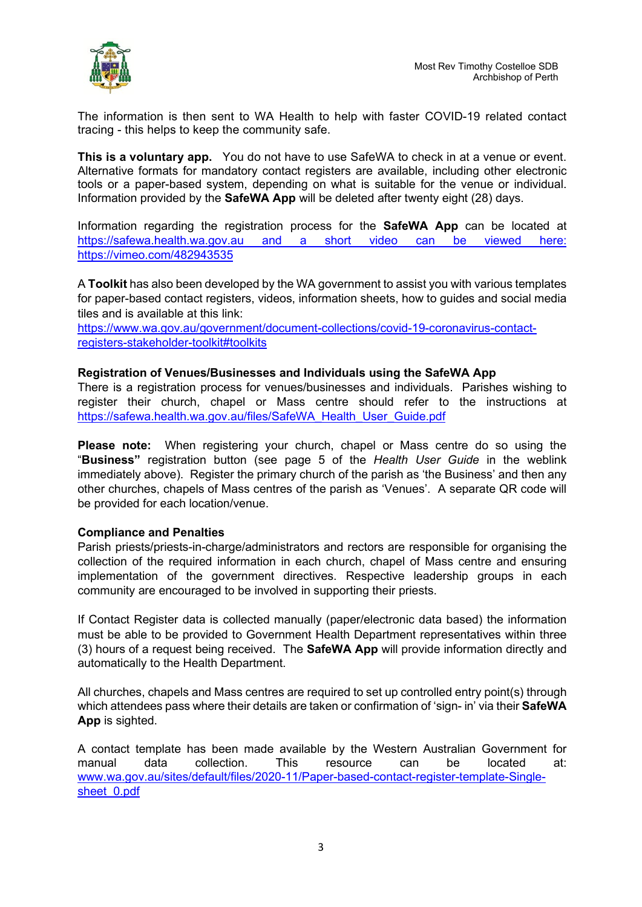The information is then sent to WA Health to help with faster COVID-19 related contact tracing - this helps to keep the community safe.

**This is a voluntary app.** You do not have to use SafeWA to check in at a venue or event. Alternative formats for mandatory contact registers are available, including other electronic tools or a paper-based system, depending on what is suitable for the venue or individual. Information provided by the **SafeWA App** will be deleted after twenty eight (28) days.

Information regarding the registration process for the **SafeWA App** can be located at https://safewa.health.wa.gov.au and a short video can be viewed here: https://vimeo.com/482943535

A **Toolkit** has also been developed by the WA government to assist you with various templates for paper-based contact registers, videos, information sheets, how to guides and social media tiles and is available at this link:
https://www.wa.gov.au/government/document-collections/covid-19-coronavirus-contact-registers-stakeholder-toolkit#toolkits

**Registration of Venues/Businesses and Individuals using the SafeWA App**
There is a registration process for venues/businesses and individuals. Parishes wishing to register their church, chapel or Mass centre should refer to the instructions at https://safewa.health.wa.gov.au/files/SafeWA_Health_User_Guide.pdf

**Please note:** When registering your church, chapel or Mass centre do so using the "**Business"** registration button (see page 5 of the *Health User Guide* in the weblink immediately above). Register the primary church of the parish as 'the Business' and then any other churches, chapels of Mass centres of the parish as 'Venues'. A separate QR code will be provided for each location/venue.

**Compliance and Penalties**
Parish priests/priests-in-charge/administrators and rectors are responsible for organising the collection of the required information in each church, chapel of Mass centre and ensuring implementation of the government directives. Respective leadership groups in each community are encouraged to be involved in supporting their priests.

If Contact Register data is collected manually (paper/electronic data based) the information must be able to be provided to Government Health Department representatives within three (3) hours of a request being received. The **SafeWA App** will provide information directly and automatically to the Health Department.

All churches, chapels and Mass centres are required to set up controlled entry point(s) through which attendees pass where their details are taken or confirmation of 'sign- in' via their **SafeWA App** is sighted.

A contact template has been made available by the Western Australian Government for manual data collection. This resource can be located at: www.wa.gov.au/sites/default/files/2020-11/Paper-based-contact-register-template-Single-sheet_0.pdf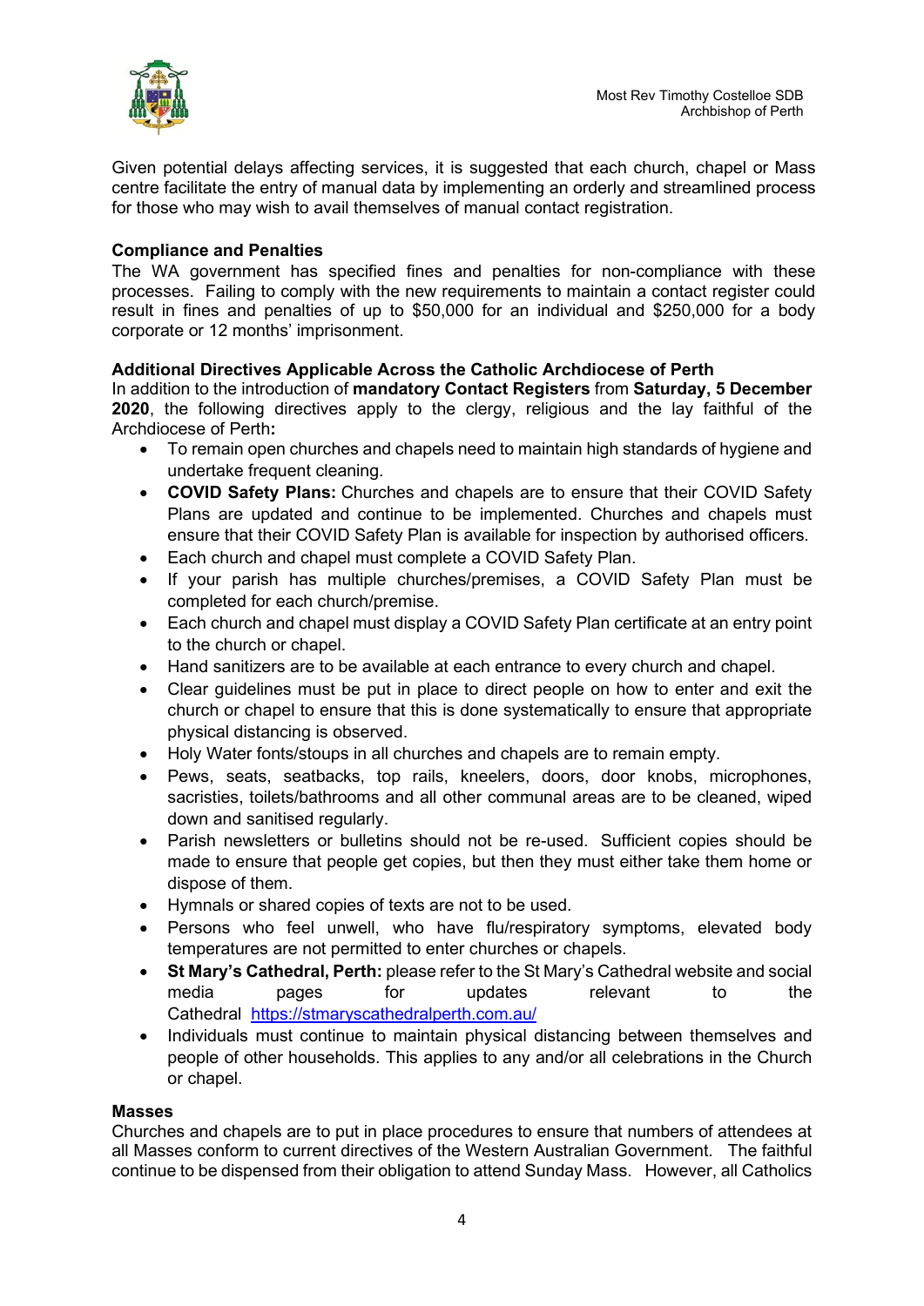Given potential delays affecting services, it is suggested that each church, chapel or Mass centre facilitate the entry of manual data by implementing an orderly and streamlined process for those who may wish to avail themselves of manual contact registration.

**Compliance and Penalties**

The WA government has specified fines and penalties for non-compliance with these processes. Failing to comply with the new requirements to maintain a contact register could result in fines and penalties of up to $50,000 for an individual and $250,000 for a body corporate or 12 months' imprisonment.

**Additional Directives Applicable Across the Catholic Archdiocese of Perth**

In addition to the introduction of **mandatory Contact Registers** from **Saturday, 5 December 2020**, the following directives apply to the clergy, religious and the lay faithful of the Archdiocese of Perth**:**

- To remain open churches and chapels need to maintain high standards of hygiene and undertake frequent cleaning.
- **COVID Safety Plans:** Churches and chapels are to ensure that their COVID Safety Plans are updated and continue to be implemented. Churches and chapels must ensure that their COVID Safety Plan is available for inspection by authorised officers.
- Each church and chapel must complete a COVID Safety Plan.
- If your parish has multiple churches/premises, a COVID Safety Plan must be completed for each church/premise.
- Each church and chapel must display a COVID Safety Plan certificate at an entry point to the church or chapel.
- Hand sanitizers are to be available at each entrance to every church and chapel.
- Clear guidelines must be put in place to direct people on how to enter and exit the church or chapel to ensure that this is done systematically to ensure that appropriate physical distancing is observed.
- Holy Water fonts/stoups in all churches and chapels are to remain empty.
- Pews, seats, seatbacks, top rails, kneelers, doors, door knobs, microphones, sacristies, toilets/bathrooms and all other communal areas are to be cleaned, wiped down and sanitised regularly.
- Parish newsletters or bulletins should not be re-used. Sufficient copies should be made to ensure that people get copies, but then they must either take them home or dispose of them.
- Hymnals or shared copies of texts are not to be used.
- Persons who feel unwell, who have flu/respiratory symptoms, elevated body temperatures are not permitted to enter churches or chapels.
- **St Mary's Cathedral, Perth:** please refer to the St Mary's Cathedral website and social media pages for updates relevant to the Cathedral https://stmaryscathedralperth.com.au/
- Individuals must continue to maintain physical distancing between themselves and people of other households. This applies to any and/or all celebrations in the Church or chapel.

**Masses**

Churches and chapels are to put in place procedures to ensure that numbers of attendees at all Masses conform to current directives of the Western Australian Government. The faithful continue to be dispensed from their obligation to attend Sunday Mass. However, all Catholics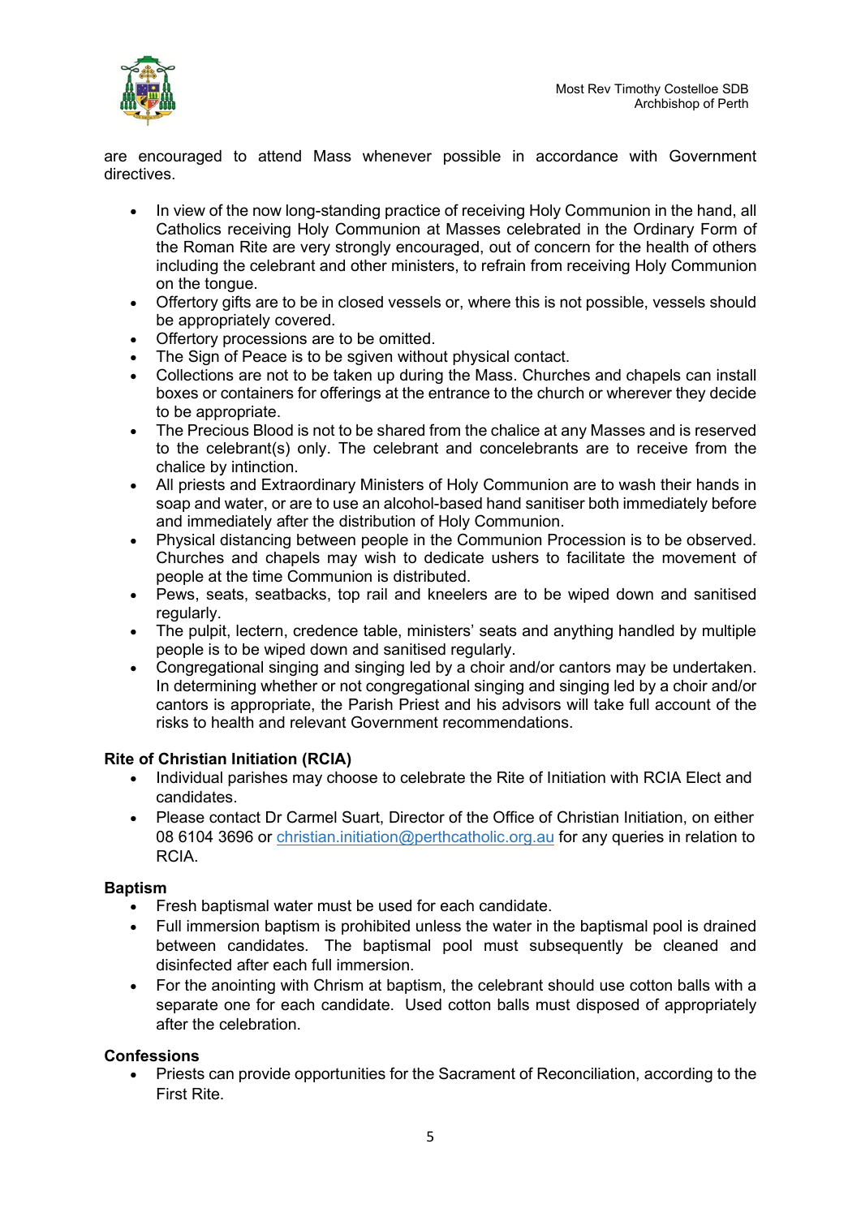are encouraged to attend Mass whenever possible in accordance with Government directives.

- In view of the now long-standing practice of receiving Holy Communion in the hand, all Catholics receiving Holy Communion at Masses celebrated in the Ordinary Form of the Roman Rite are very strongly encouraged, out of concern for the health of others including the celebrant and other ministers, to refrain from receiving Holy Communion on the tongue.
- Offertory gifts are to be in closed vessels or, where this is not possible, vessels should be appropriately covered.
- Offertory processions are to be omitted.
- The Sign of Peace is to be sgiven without physical contact.
- Collections are not to be taken up during the Mass. Churches and chapels can install boxes or containers for offerings at the entrance to the church or wherever they decide to be appropriate.
- The Precious Blood is not to be shared from the chalice at any Masses and is reserved to the celebrant(s) only. The celebrant and concelebrants are to receive from the chalice by intinction.
- All priests and Extraordinary Ministers of Holy Communion are to wash their hands in soap and water, or are to use an alcohol-based hand sanitiser both immediately before and immediately after the distribution of Holy Communion.
- Physical distancing between people in the Communion Procession is to be observed. Churches and chapels may wish to dedicate ushers to facilitate the movement of people at the time Communion is distributed.
- Pews, seats, seatbacks, top rail and kneelers are to be wiped down and sanitised regularly.
- The pulpit, lectern, credence table, ministers' seats and anything handled by multiple people is to be wiped down and sanitised regularly.
- Congregational singing and singing led by a choir and/or cantors may be undertaken. In determining whether or not congregational singing and singing led by a choir and/or cantors is appropriate, the Parish Priest and his advisors will take full account of the risks to health and relevant Government recommendations.

**Rite of Christian Initiation (RCIA)**

- Individual parishes may choose to celebrate the Rite of Initiation with RCIA Elect and candidates.
- Please contact Dr Carmel Suart, Director of the Office of Christian Initiation, on either 08 6104 3696 or christian.initiation@perthcatholic.org.au for any queries in relation to RCIA.

**Baptism**

- Fresh baptismal water must be used for each candidate.
- Full immersion baptism is prohibited unless the water in the baptismal pool is drained between candidates. The baptismal pool must subsequently be cleaned and disinfected after each full immersion.
- For the anointing with Chrism at baptism, the celebrant should use cotton balls with a separate one for each candidate. Used cotton balls must disposed of appropriately after the celebration.

**Confessions**

- Priests can provide opportunities for the Sacrament of Reconciliation, according to the First Rite.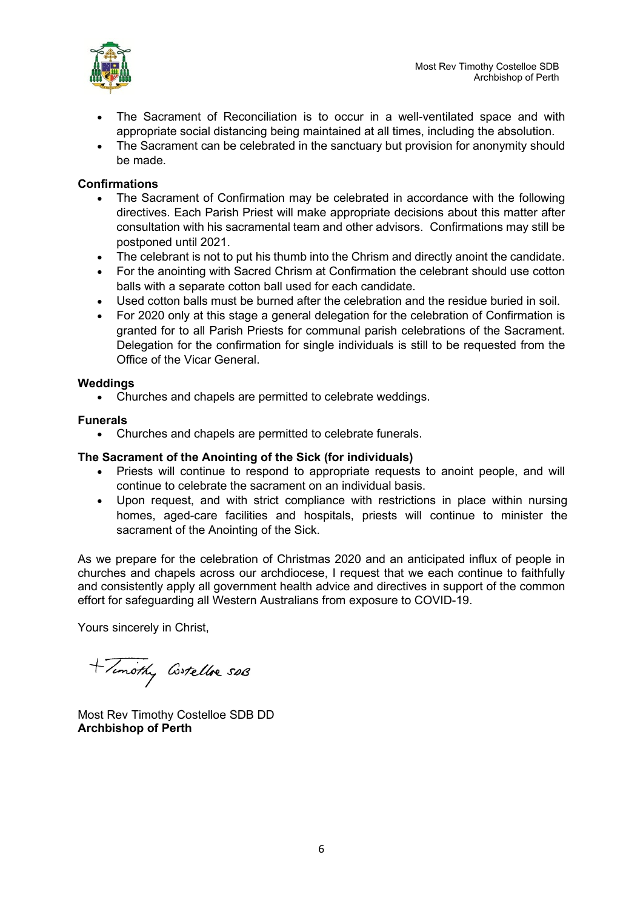- The Sacrament of Reconciliation is to occur in a well-ventilated space and with appropriate social distancing being maintained at all times, including the absolution.
- The Sacrament can be celebrated in the sanctuary but provision for anonymity should be made.

**Confirmations**

- The Sacrament of Confirmation may be celebrated in accordance with the following directives. Each Parish Priest will make appropriate decisions about this matter after consultation with his sacramental team and other advisors. Confirmations may still be postponed until 2021.
- The celebrant is not to put his thumb into the Chrism and directly anoint the candidate.
- For the anointing with Sacred Chrism at Confirmation the celebrant should use cotton balls with a separate cotton ball used for each candidate.
- Used cotton balls must be burned after the celebration and the residue buried in soil.
- For 2020 only at this stage a general delegation for the celebration of Confirmation is granted for to all Parish Priests for communal parish celebrations of the Sacrament. Delegation for the confirmation for single individuals is still to be requested from the Office of the Vicar General.

**Weddings**

- Churches and chapels are permitted to celebrate weddings.

**Funerals**

- Churches and chapels are permitted to celebrate funerals.

**The Sacrament of the Anointing of the Sick (for individuals)**

- Priests will continue to respond to appropriate requests to anoint people, and will continue to celebrate the sacrament on an individual basis.
- Upon request, and with strict compliance with restrictions in place within nursing homes, aged-care facilities and hospitals, priests will continue to minister the sacrament of the Anointing of the Sick.

As we prepare for the celebration of Christmas 2020 and an anticipated influx of people in churches and chapels across our archdiocese, I request that we each continue to faithfully and consistently apply all government health advice and directives in support of the common effort for safeguarding all Western Australians from exposure to COVID-19.

Yours sincerely in Christ,

+Timothy Costelloe SDB

Most Rev Timothy Costelloe SDB DD
**Archbishop of Perth**